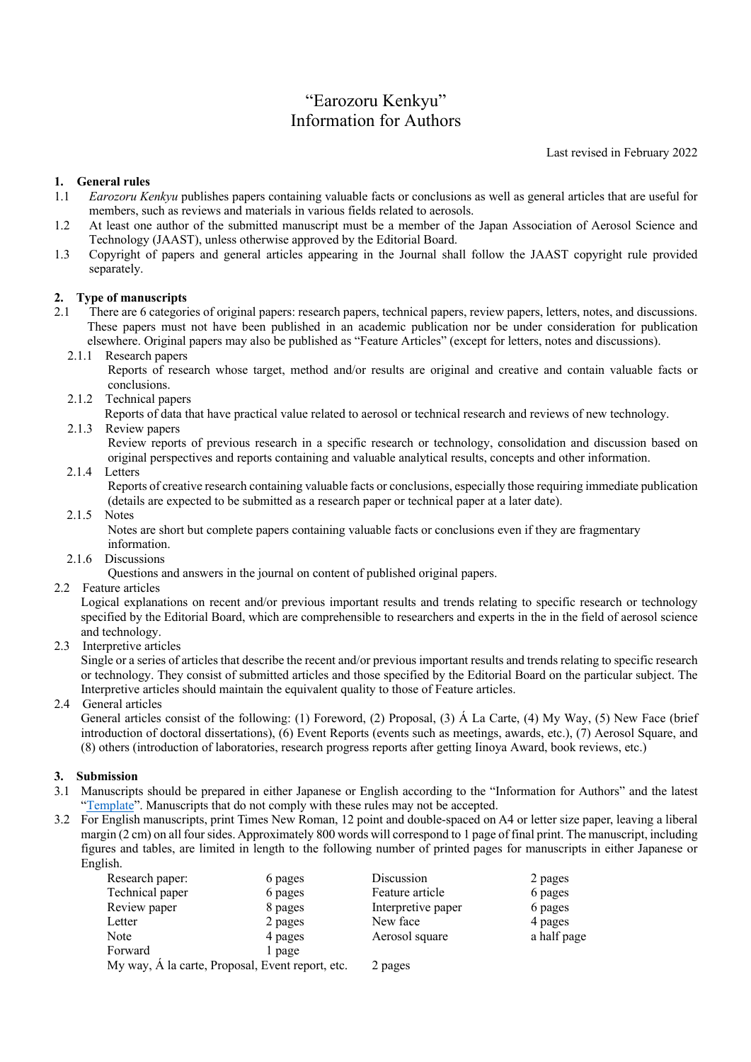# "Earozoru Kenkyu"
# Information for Authors

Last revised in February 2022

## 1. General rules

1.1 *Earozoru Kenkyu* publishes papers containing valuable facts or conclusions as well as general articles that are useful for members, such as reviews and materials in various fields related to aerosols.

1.2 At least one author of the submitted manuscript must be a member of the Japan Association of Aerosol Science and Technology (JAAST), unless otherwise approved by the Editorial Board.

1.3 Copyright of papers and general articles appearing in the Journal shall follow the JAAST copyright rule provided separately.

## 2. Type of manuscripts

2.1 There are 6 categories of original papers: research papers, technical papers, review papers, letters, notes, and discussions. These papers must not have been published in an academic publication nor be under consideration for publication elsewhere. Original papers may also be published as "Feature Articles" (except for letters, notes and discussions).

2.1.1 Research papers
Reports of research whose target, method and/or results are original and creative and contain valuable facts or conclusions.

2.1.2 Technical papers
Reports of data that have practical value related to aerosol or technical research and reviews of new technology.

2.1.3 Review papers
Review reports of previous research in a specific research or technology, consolidation and discussion based on original perspectives and reports containing and valuable analytical results, concepts and other information.

2.1.4 Letters
Reports of creative research containing valuable facts or conclusions, especially those requiring immediate publication (details are expected to be submitted as a research paper or technical paper at a later date).

2.1.5 Notes
Notes are short but complete papers containing valuable facts or conclusions even if they are fragmentary information.

2.1.6 Discussions
Questions and answers in the journal on content of published original papers.

2.2 Feature articles
Logical explanations on recent and/or previous important results and trends relating to specific research or technology specified by the Editorial Board, which are comprehensible to researchers and experts in the in the field of aerosol science and technology.

2.3 Interpretive articles
Single or a series of articles that describe the recent and/or previous important results and trends relating to specific research or technology. They consist of submitted articles and those specified by the Editorial Board on the particular subject. The Interpretive articles should maintain the equivalent quality to those of Feature articles.

2.4 General articles
General articles consist of the following: (1) Foreword, (2) Proposal, (3) Á La Carte, (4) My Way, (5) New Face (brief introduction of doctoral dissertations), (6) Event Reports (events such as meetings, awards, etc.), (7) Aerosol Square, and (8) others (introduction of laboratories, research progress reports after getting Iinoya Award, book reviews, etc.)

## 3. Submission

3.1 Manuscripts should be prepared in either Japanese or English according to the "Information for Authors" and the latest "Template". Manuscripts that do not comply with these rules may not be accepted.

3.2 For English manuscripts, print Times New Roman, 12 point and double-spaced on A4 or letter size paper, leaving a liberal margin (2 cm) on all four sides. Approximately 800 words will correspond to 1 page of final print. The manuscript, including figures and tables, are limited in length to the following number of printed pages for manuscripts in either Japanese or English.

| | | | |
|---|---|---|---|
| Research paper: | 6 pages | Discussion | 2 pages |
| Technical paper | 6 pages | Feature article | 6 pages |
| Review paper | 8 pages | Interpretive paper | 6 pages |
| Letter | 2 pages | New face | 4 pages |
| Note | 4 pages | Aerosol square | a half page |
| Forward | 1 page | | |
| My way, Á la carte, Proposal, Event report, etc. | | 2 pages | |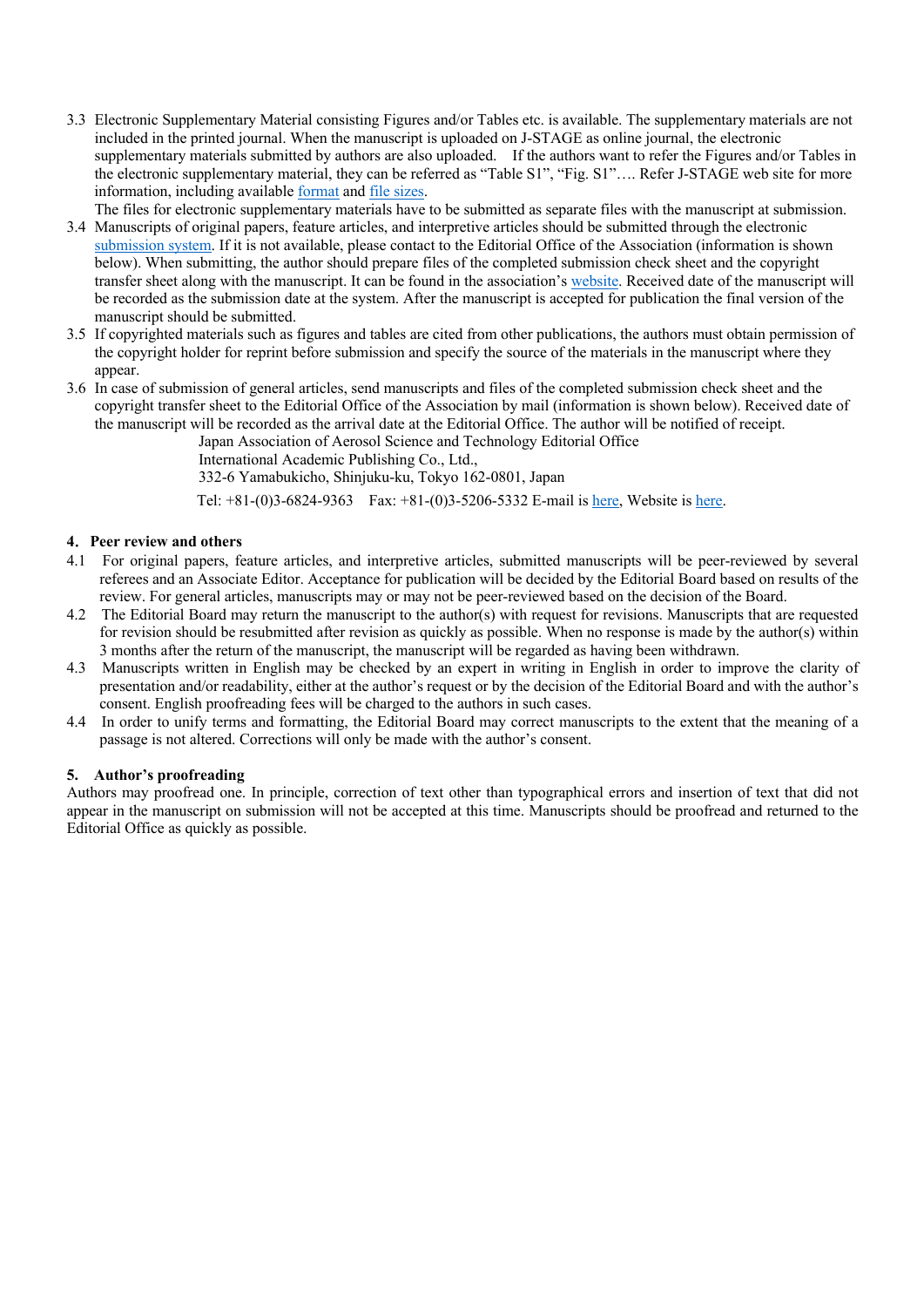3.3 Electronic Supplementary Material consisting Figures and/or Tables etc. is available. The supplementary materials are not included in the printed journal. When the manuscript is uploaded on J-STAGE as online journal, the electronic supplementary materials submitted by authors are also uploaded. If the authors want to refer the Figures and/or Tables in the electronic supplementary material, they can be referred as "Table S1", "Fig. S1"…. Refer J-STAGE web site for more information, including available format and file sizes.

The files for electronic supplementary materials have to be submitted as separate files with the manuscript at submission.

3.4 Manuscripts of original papers, feature articles, and interpretive articles should be submitted through the electronic submission system. If it is not available, please contact to the Editorial Office of the Association (information is shown below). When submitting, the author should prepare files of the completed submission check sheet and the copyright transfer sheet along with the manuscript. It can be found in the association's website. Received date of the manuscript will be recorded as the submission date at the system. After the manuscript is accepted for publication the final version of the manuscript should be submitted.

3.5 If copyrighted materials such as figures and tables are cited from other publications, the authors must obtain permission of the copyright holder for reprint before submission and specify the source of the materials in the manuscript where they appear.

3.6 In case of submission of general articles, send manuscripts and files of the completed submission check sheet and the copyright transfer sheet to the Editorial Office of the Association by mail (information is shown below). Received date of the manuscript will be recorded as the arrival date at the Editorial Office. The author will be notified of receipt.

Japan Association of Aerosol Science and Technology Editorial Office
International Academic Publishing Co., Ltd.,
332-6 Yamabukicho, Shinjuku-ku, Tokyo 162-0801, Japan
Tel: +81-(0)3-6824-9363 Fax: +81-(0)3-5206-5332 E-mail is here, Website is here.

## 4. Peer review and others

4.1 For original papers, feature articles, and interpretive articles, submitted manuscripts will be peer-reviewed by several referees and an Associate Editor. Acceptance for publication will be decided by the Editorial Board based on results of the review. For general articles, manuscripts may or may not be peer-reviewed based on the decision of the Board.

4.2 The Editorial Board may return the manuscript to the author(s) with request for revisions. Manuscripts that are requested for revision should be resubmitted after revision as quickly as possible. When no response is made by the author(s) within 3 months after the return of the manuscript, the manuscript will be regarded as having been withdrawn.

4.3 Manuscripts written in English may be checked by an expert in writing in English in order to improve the clarity of presentation and/or readability, either at the author's request or by the decision of the Editorial Board and with the author's consent. English proofreading fees will be charged to the authors in such cases.

4.4 In order to unify terms and formatting, the Editorial Board may correct manuscripts to the extent that the meaning of a passage is not altered. Corrections will only be made with the author's consent.

## 5. Author's proofreading

Authors may proofread one. In principle, correction of text other than typographical errors and insertion of text that did not appear in the manuscript on submission will not be accepted at this time. Manuscripts should be proofread and returned to the Editorial Office as quickly as possible.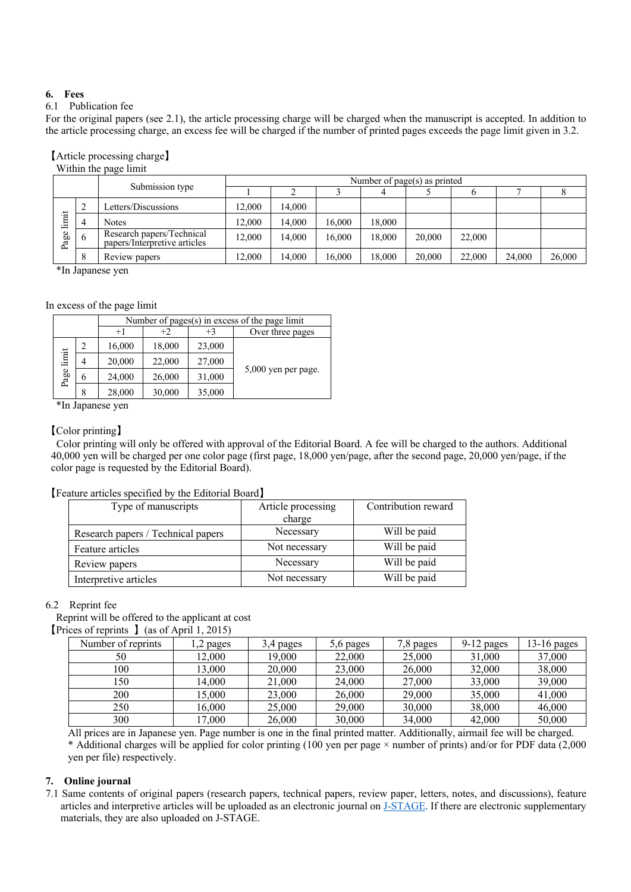## 6. Fees

### 6.1 Publication fee

For the original papers (see 2.1), the article processing charge will be charged when the manuscript is accepted. In addition to the article processing charge, an excess fee will be charged if the number of printed pages exceeds the page limit given in 3.2.

【Article processing charge】

Within the page limit

| | | Submission type | Number of page(s) as printed | | | | | | | |
|---|---|---|---|---|---|---|---|---|---|---|
| | | | 1 | 2 | 3 | 4 | 5 | 6 | 7 | 8 |
| Page limit | 2 | Letters/Discussions | 12,000 | 14,000 | | | | | | |
| | 4 | Notes | 12,000 | 14,000 | 16,000 | 18,000 | | | | |
| | 6 | Research papers/Technical papers/Interpretive articles | 12,000 | 14,000 | 16,000 | 18,000 | 20,000 | 22,000 | | |
| | 8 | Review papers | 12,000 | 14,000 | 16,000 | 18,000 | 20,000 | 22,000 | 24,000 | 26,000 |

*In Japanese yen

In excess of the page limit

| | | Number of pages(s) in excess of the page limit | | | |
|---|---|---|---|---|---|
| | | +1 | +2 | +3 | Over three pages |
| Page limit | 2 | 16,000 | 18,000 | 23,000 | 5,000 yen per page. |
| | 4 | 20,000 | 22,000 | 27,000 | |
| | 6 | 24,000 | 26,000 | 31,000 | |
| | 8 | 28,000 | 30,000 | 35,000 | |

*In Japanese yen

【Color printing】

Color printing will only be offered with approval of the Editorial Board. A fee will be charged to the authors. Additional 40,000 yen will be charged per one color page (first page, 18,000 yen/page, after the second page, 20,000 yen/page, if the color page is requested by the Editorial Board).

【Feature articles specified by the Editorial Board】

| Type of manuscripts | Article processing charge | Contribution reward |
|---|---|---|
| Research papers / Technical papers | Necessary | Will be paid |
| Feature articles | Not necessary | Will be paid |
| Review papers | Necessary | Will be paid |
| Interpretive articles | Not necessary | Will be paid |

### 6.2 Reprint fee

Reprint will be offered to the applicant at cost

【Prices of reprints 】(as of April 1, 2015)

| Number of reprints | 1,2 pages | 3,4 pages | 5,6 pages | 7,8 pages | 9-12 pages | 13-16 pages |
|---|---|---|---|---|---|---|
| 50 | 12,000 | 19,000 | 22,000 | 25,000 | 31,000 | 37,000 |
| 100 | 13,000 | 20,000 | 23,000 | 26,000 | 32,000 | 38,000 |
| 150 | 14,000 | 21,000 | 24,000 | 27,000 | 33,000 | 39,000 |
| 200 | 15,000 | 23,000 | 26,000 | 29,000 | 35,000 | 41,000 |
| 250 | 16,000 | 25,000 | 29,000 | 30,000 | 38,000 | 46,000 |
| 300 | 17,000 | 26,000 | 30,000 | 34,000 | 42,000 | 50,000 |

All prices are in Japanese yen. Page number is one in the final printed matter. Additionally, airmail fee will be charged.

* Additional charges will be applied for color printing (100 yen per page × number of prints) and/or for PDF data (2,000 yen per file) respectively.

## 7. Online journal

7.1 Same contents of original papers (research papers, technical papers, review paper, letters, notes, and discussions), feature articles and interpretive articles will be uploaded as an electronic journal on J-STAGE. If there are electronic supplementary materials, they are also uploaded on J-STAGE.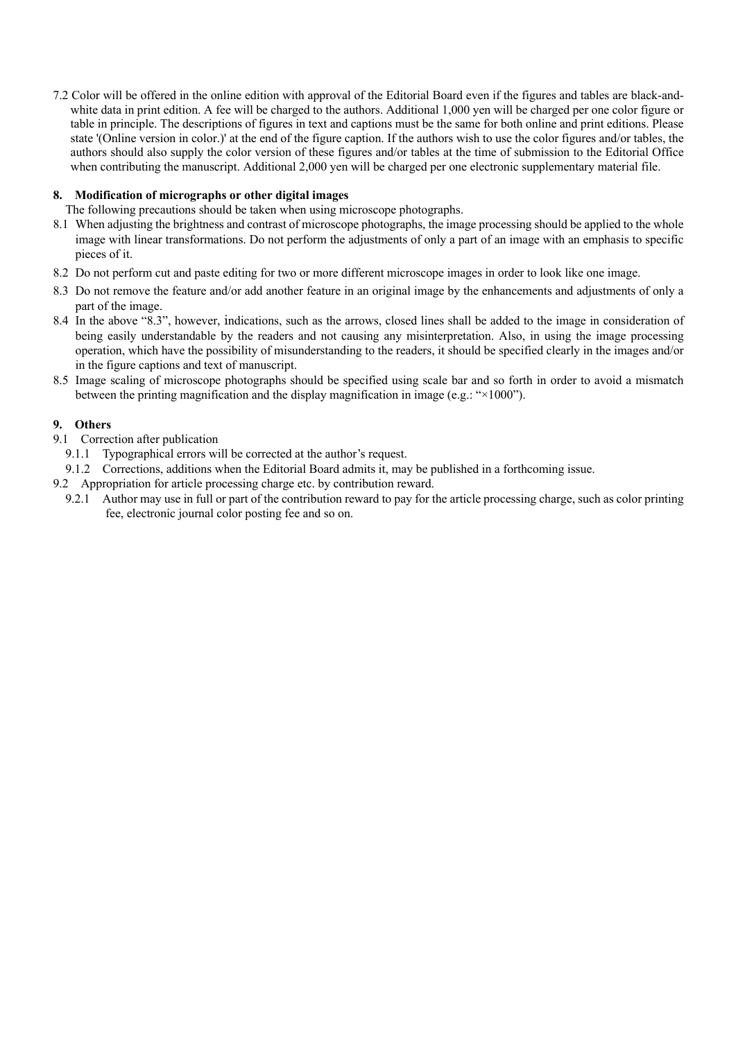7.2 Color will be offered in the online edition with approval of the Editorial Board even if the figures and tables are black-and-white data in print edition. A fee will be charged to the authors. Additional 1,000 yen will be charged per one color figure or table in principle. The descriptions of figures in text and captions must be the same for both online and print editions. Please state '(Online version in color.)' at the end of the figure caption. If the authors wish to use the color figures and/or tables, the authors should also supply the color version of these figures and/or tables at the time of submission to the Editorial Office when contributing the manuscript. Additional 2,000 yen will be charged per one electronic supplementary material file.

## 8. Modification of micrographs or other digital images

The following precautions should be taken when using microscope photographs.

8.1 When adjusting the brightness and contrast of microscope photographs, the image processing should be applied to the whole image with linear transformations. Do not perform the adjustments of only a part of an image with an emphasis to specific pieces of it.

8.2 Do not perform cut and paste editing for two or more different microscope images in order to look like one image.

8.3 Do not remove the feature and/or add another feature in an original image by the enhancements and adjustments of only a part of the image.

8.4 In the above "8.3", however, indications, such as the arrows, closed lines shall be added to the image in consideration of being easily understandable by the readers and not causing any misinterpretation. Also, in using the image processing operation, which have the possibility of misunderstanding to the readers, it should be specified clearly in the images and/or in the figure captions and text of manuscript.

8.5 Image scaling of microscope photographs should be specified using scale bar and so forth in order to avoid a mismatch between the printing magnification and the display magnification in image (e.g.: "×1000").

## 9. Others

9.1 Correction after publication

9.1.1 Typographical errors will be corrected at the author's request.

9.1.2 Corrections, additions when the Editorial Board admits it, may be published in a forthcoming issue.

9.2 Appropriation for article processing charge etc. by contribution reward.

9.2.1 Author may use in full or part of the contribution reward to pay for the article processing charge, such as color printing fee, electronic journal color posting fee and so on.